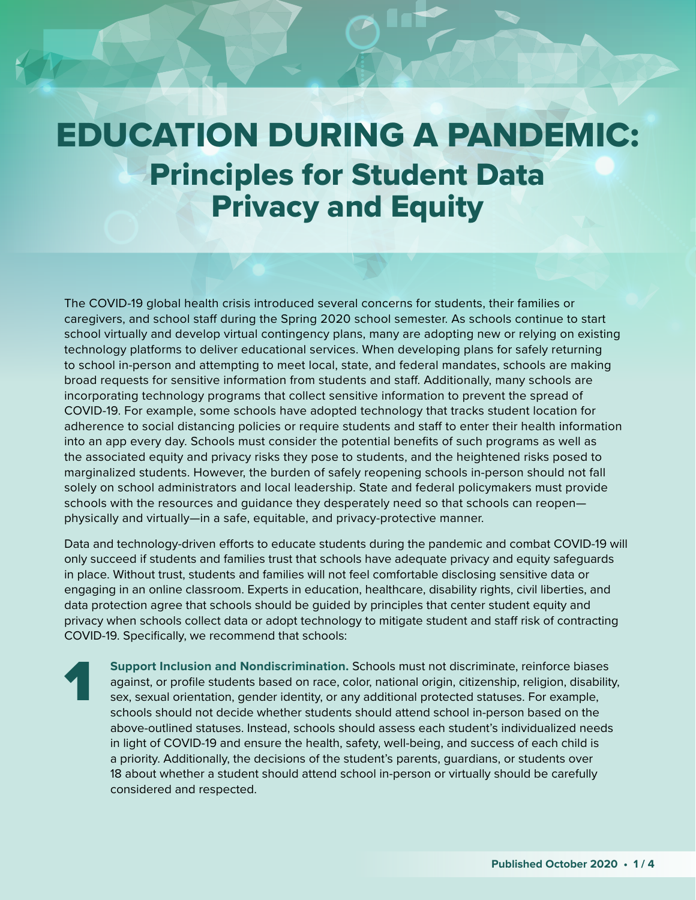# EDUCATION DURING A PANDEMIC:
## Principles for Student Data Privacy and Equity

The COVID-19 global health crisis introduced several concerns for students, their families or caregivers, and school staff during the Spring 2020 school semester. As schools continue to start school virtually and develop virtual contingency plans, many are adopting new or relying on existing technology platforms to deliver educational services. When developing plans for safely returning to school in-person and attempting to meet local, state, and federal mandates, schools are making broad requests for sensitive information from students and staff. Additionally, many schools are incorporating technology programs that collect sensitive information to prevent the spread of COVID-19. For example, some schools have adopted technology that tracks student location for adherence to social distancing policies or require students and staff to enter their health information into an app every day. Schools must consider the potential benefits of such programs as well as the associated equity and privacy risks they pose to students, and the heightened risks posed to marginalized students. However, the burden of safely reopening schools in-person should not fall solely on school administrators and local leadership. State and federal policymakers must provide schools with the resources and guidance they desperately need so that schools can reopen—physically and virtually—in a safe, equitable, and privacy-protective manner.

Data and technology-driven efforts to educate students during the pandemic and combat COVID-19 will only succeed if students and families trust that schools have adequate privacy and equity safeguards in place. Without trust, students and families will not feel comfortable disclosing sensitive data or engaging in an online classroom. Experts in education, healthcare, disability rights, civil liberties, and data protection agree that schools should be guided by principles that center student equity and privacy when schools collect data or adopt technology to mitigate student and staff risk of contracting COVID-19. Specifically, we recommend that schools:

1. **Support Inclusion and Nondiscrimination.** Schools must not discriminate, reinforce biases against, or profile students based on race, color, national origin, citizenship, religion, disability, sex, sexual orientation, gender identity, or any additional protected statuses. For example, schools should not decide whether students should attend school in-person based on the above-outlined statuses. Instead, schools should assess each student's individualized needs in light of COVID-19 and ensure the health, safety, well-being, and success of each child is a priority. Additionally, the decisions of the student's parents, guardians, or students over 18 about whether a student should attend school in-person or virtually should be carefully considered and respected.

Published October 2020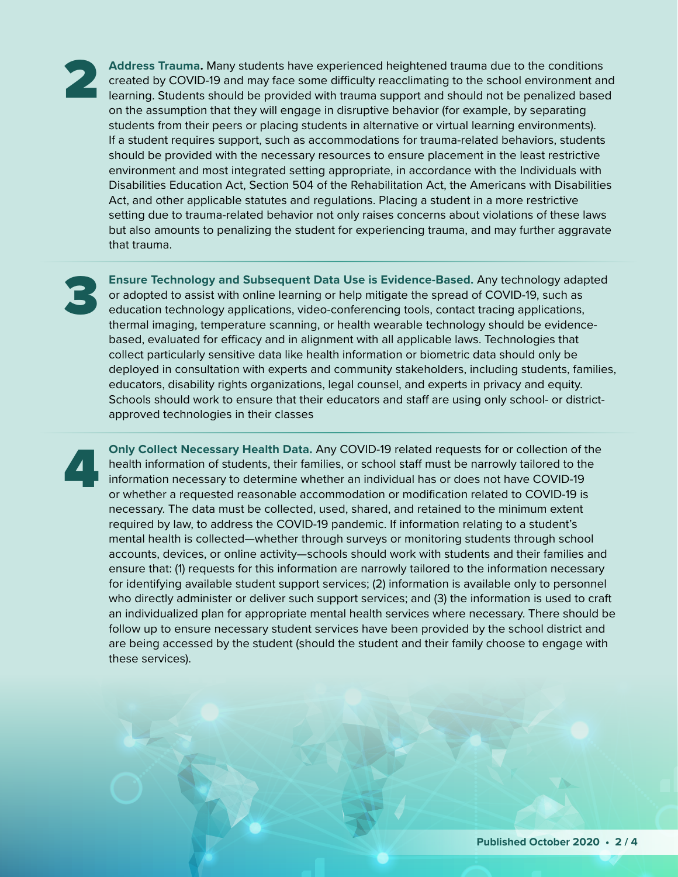**2** **Address Trauma.** Many students have experienced heightened trauma due to the conditions created by COVID-19 and may face some difficulty reacclimating to the school environment and learning. Students should be provided with trauma support and should not be penalized based on the assumption that they will engage in disruptive behavior (for example, by separating students from their peers or placing students in alternative or virtual learning environments). If a student requires support, such as accommodations for trauma-related behaviors, students should be provided with the necessary resources to ensure placement in the least restrictive environment and most integrated setting appropriate, in accordance with the Individuals with Disabilities Education Act, Section 504 of the Rehabilitation Act, the Americans with Disabilities Act, and other applicable statutes and regulations. Placing a student in a more restrictive setting due to trauma-related behavior not only raises concerns about violations of these laws but also amounts to penalizing the student for experiencing trauma, and may further aggravate that trauma.

**3** **Ensure Technology and Subsequent Data Use is Evidence-Based.** Any technology adapted or adopted to assist with online learning or help mitigate the spread of COVID-19, such as education technology applications, video-conferencing tools, contact tracing applications, thermal imaging, temperature scanning, or health wearable technology should be evidence-based, evaluated for efficacy and in alignment with all applicable laws. Technologies that collect particularly sensitive data like health information or biometric data should only be deployed in consultation with experts and community stakeholders, including students, families, educators, disability rights organizations, legal counsel, and experts in privacy and equity. Schools should work to ensure that their educators and staff are using only school- or district-approved technologies in their classes

**4** **Only Collect Necessary Health Data.** Any COVID-19 related requests for or collection of the health information of students, their families, or school staff must be narrowly tailored to the information necessary to determine whether an individual has or does not have COVID-19 or whether a requested reasonable accommodation or modification related to COVID-19 is necessary. The data must be collected, used, shared, and retained to the minimum extent required by law, to address the COVID-19 pandemic. If information relating to a student's mental health is collected—whether through surveys or monitoring students through school accounts, devices, or online activity—schools should work with students and their families and ensure that: (1) requests for this information are narrowly tailored to the information necessary for identifying available student support services; (2) information is available only to personnel who directly administer or deliver such support services; and (3) the information is used to craft an individualized plan for appropriate mental health services where necessary. There should be follow up to ensure necessary student services have been provided by the school district and are being accessed by the student (should the student and their family choose to engage with these services).

Published October 2020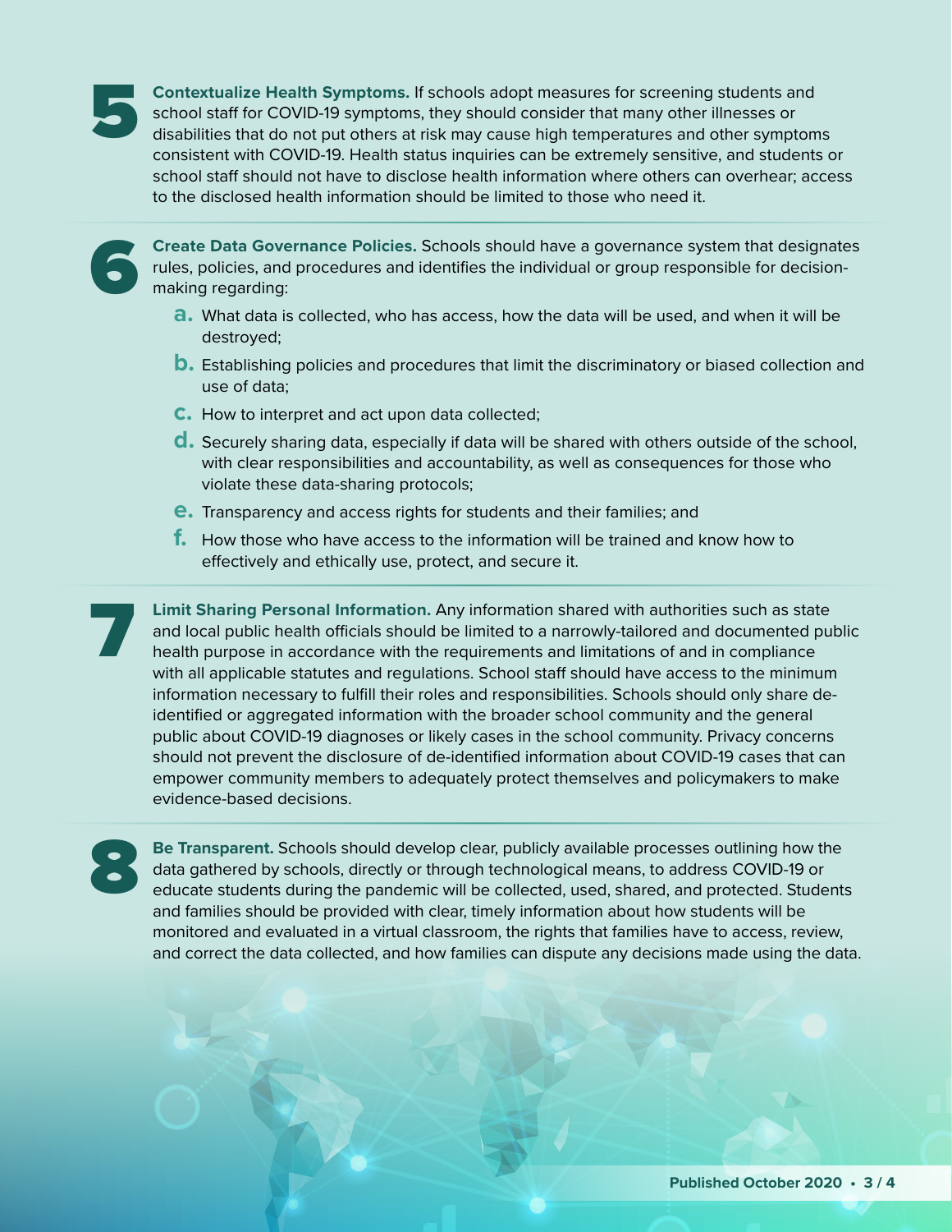5. **Contextualize Health Symptoms.** If schools adopt measures for screening students and school staff for COVID-19 symptoms, they should consider that many other illnesses or disabilities that do not put others at risk may cause high temperatures and other symptoms consistent with COVID-19. Health status inquiries can be extremely sensitive, and students or school staff should not have to disclose health information where others can overhear; access to the disclosed health information should be limited to those who need it.

6. **Create Data Governance Policies.** Schools should have a governance system that designates rules, policies, and procedures and identifies the individual or group responsible for decision-making regarding:

   a. What data is collected, who has access, how the data will be used, and when it will be destroyed;
   b. Establishing policies and procedures that limit the discriminatory or biased collection and use of data;
   c. How to interpret and act upon data collected;
   d. Securely sharing data, especially if data will be shared with others outside of the school, with clear responsibilities and accountability, as well as consequences for those who violate these data-sharing protocols;
   e. Transparency and access rights for students and their families; and
   f. How those who have access to the information will be trained and know how to effectively and ethically use, protect, and secure it.

7. **Limit Sharing Personal Information.** Any information shared with authorities such as state and local public health officials should be limited to a narrowly-tailored and documented public health purpose in accordance with the requirements and limitations of and in compliance with all applicable statutes and regulations. School staff should have access to the minimum information necessary to fulfill their roles and responsibilities. Schools should only share de-identified or aggregated information with the broader school community and the general public about COVID-19 diagnoses or likely cases in the school community. Privacy concerns should not prevent the disclosure of de-identified information about COVID-19 cases that can empower community members to adequately protect themselves and policymakers to make evidence-based decisions.

8. **Be Transparent.** Schools should develop clear, publicly available processes outlining how the data gathered by schools, directly or through technological means, to address COVID-19 or educate students during the pandemic will be collected, used, shared, and protected. Students and families should be provided with clear, timely information about how students will be monitored and evaluated in a virtual classroom, the rights that families have to access, review, and correct the data collected, and how families can dispute any decisions made using the data.

Published October 2020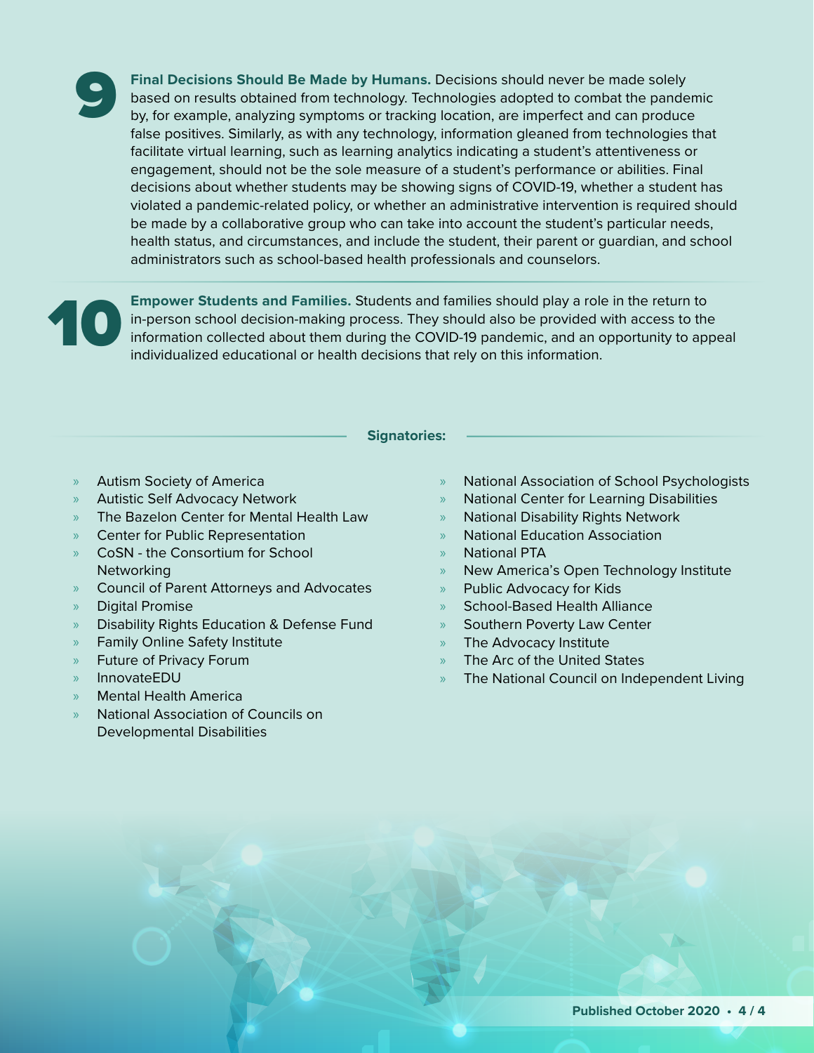**9** **Final Decisions Should Be Made by Humans.** Decisions should never be made solely based on results obtained from technology. Technologies adopted to combat the pandemic by, for example, analyzing symptoms or tracking location, are imperfect and can produce false positives. Similarly, as with any technology, information gleaned from technologies that facilitate virtual learning, such as learning analytics indicating a student's attentiveness or engagement, should not be the sole measure of a student's performance or abilities. Final decisions about whether students may be showing signs of COVID-19, whether a student has violated a pandemic-related policy, or whether an administrative intervention is required should be made by a collaborative group who can take into account the student's particular needs, health status, and circumstances, and include the student, their parent or guardian, and school administrators such as school-based health professionals and counselors.

**10** **Empower Students and Families.** Students and families should play a role in the return to in-person school decision-making process. They should also be provided with access to the information collected about them during the COVID-19 pandemic, and an opportunity to appeal individualized educational or health decisions that rely on this information.

**Signatories:**

- Autism Society of America
- Autistic Self Advocacy Network
- The Bazelon Center for Mental Health Law
- Center for Public Representation
- CoSN - the Consortium for School Networking
- Council of Parent Attorneys and Advocates
- Digital Promise
- Disability Rights Education & Defense Fund
- Family Online Safety Institute
- Future of Privacy Forum
- InnovateEDU
- Mental Health America
- National Association of Councils on Developmental Disabilities
- National Association of School Psychologists
- National Center for Learning Disabilities
- National Disability Rights Network
- National Education Association
- National PTA
- New America's Open Technology Institute
- Public Advocacy for Kids
- School-Based Health Alliance
- Southern Poverty Law Center
- The Advocacy Institute
- The Arc of the United States
- The National Council on Independent Living

**Published October 2020**